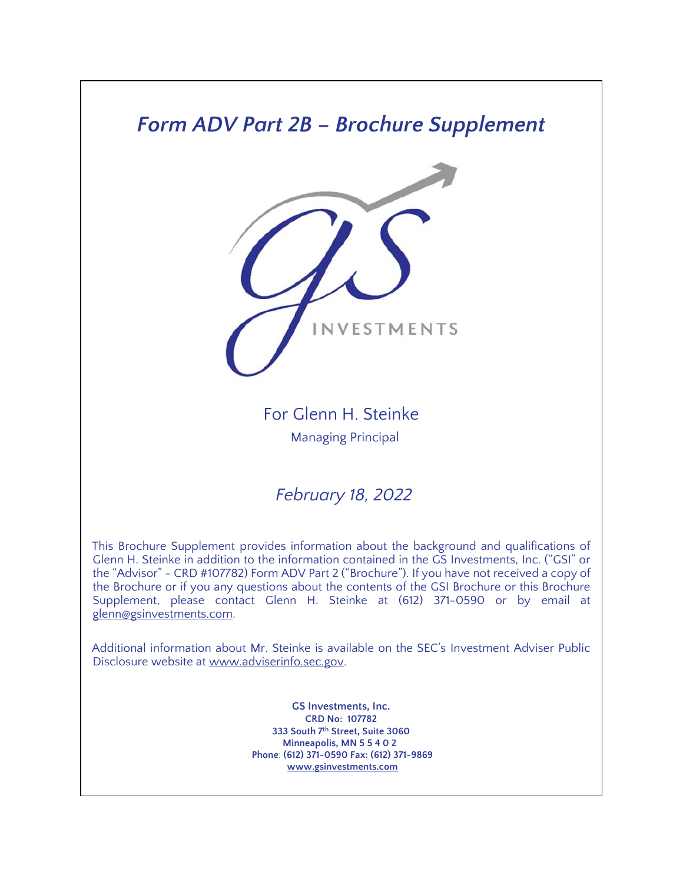# *Form ADV Part 2B – Brochure Supplement*

INVESTMENTS

For Glenn H. Steinke

Managing Principal

*February 18, 2022*

This Brochure Supplement provides information about the background and qualifications of Glenn H. Steinke in addition to the information contained in the GS Investments, Inc. ("GSI" or the "Advisor" - CRD #107782) Form ADV Part 2 ("Brochure"). If you have not received a copy of the Brochure or if you any questions about the contents of the GSI Brochure or this Brochure Supplement, please contact Glenn H. Steinke at (612) 371-0590 or by email at glenn@gsinvestments.com.

Additional information about Mr. Steinke is available on the SEC's Investment Adviser Public Disclosure website at www.adviserinfo.sec.gov.

**GS Investments, Inc.**
**CRD No: 107782**
**333 South 7th Street, Suite 3060**
**Minneapolis, MN 5 5 4 0 2**
**Phone: (612) 371-0590 Fax: (612) 371-9869**
**www.gsinvestments.com**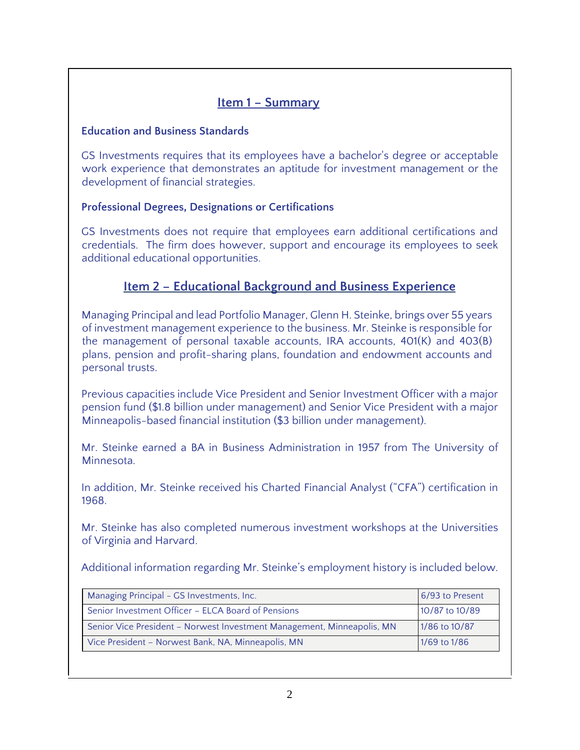## Item 1 – Summary

### Education and Business Standards

GS Investments requires that its employees have a bachelor's degree or acceptable work experience that demonstrates an aptitude for investment management or the development of financial strategies.

### Professional Degrees, Designations or Certifications

GS Investments does not require that employees earn additional certifications and credentials. The firm does however, support and encourage its employees to seek additional educational opportunities.

## Item 2 – Educational Background and Business Experience

Managing Principal and lead Portfolio Manager, Glenn H. Steinke, brings over 55 years of investment management experience to the business. Mr. Steinke is responsible for the management of personal taxable accounts, IRA accounts, 401(K) and 403(B) plans, pension and profit-sharing plans, foundation and endowment accounts and personal trusts.

Previous capacities include Vice President and Senior Investment Officer with a major pension fund ($1.8 billion under management) and Senior Vice President with a major Minneapolis-based financial institution ($3 billion under management).

Mr. Steinke earned a BA in Business Administration in 1957 from The University of Minnesota.

In addition, Mr. Steinke received his Charted Financial Analyst ("CFA") certification in 1968.

Mr. Steinke has also completed numerous investment workshops at the Universities of Virginia and Harvard.

Additional information regarding Mr. Steinke's employment history is included below.

| | |
|---|---|
| Managing Principal - GS Investments, Inc. | 6/93 to Present |
| Senior Investment Officer – ELCA Board of Pensions | 10/87 to 10/89 |
| Senior Vice President – Norwest Investment Management, Minneapolis, MN | 1/86 to 10/87 |
| Vice President – Norwest Bank, NA, Minneapolis, MN | 1/69 to 1/86 |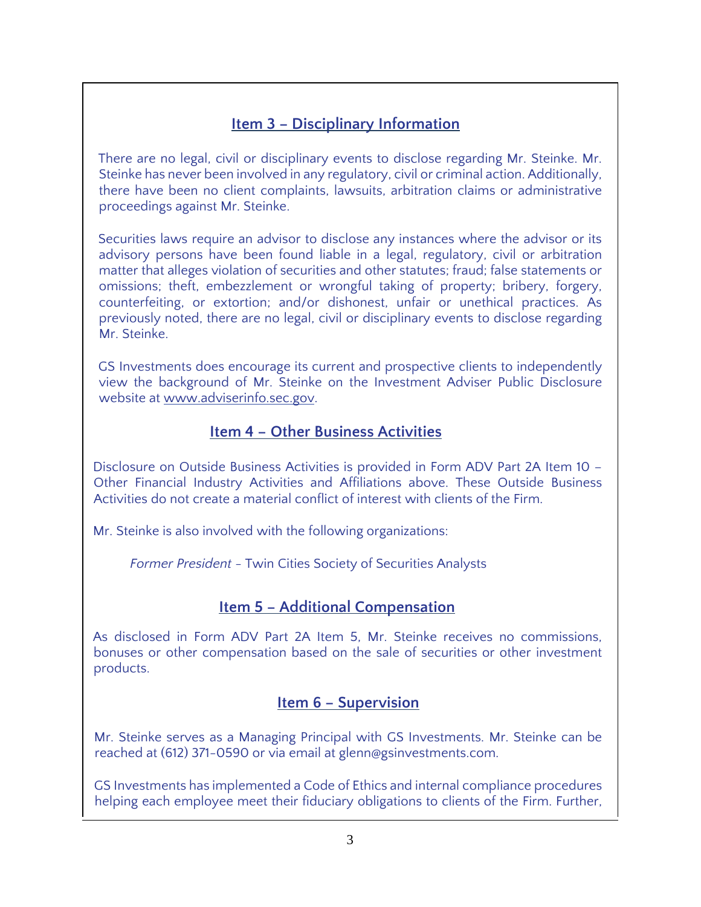## Item 3 – Disciplinary Information

There are no legal, civil or disciplinary events to disclose regarding Mr. Steinke. Mr. Steinke has never been involved in any regulatory, civil or criminal action. Additionally, there have been no client complaints, lawsuits, arbitration claims or administrative proceedings against Mr. Steinke.

Securities laws require an advisor to disclose any instances where the advisor or its advisory persons have been found liable in a legal, regulatory, civil or arbitration matter that alleges violation of securities and other statutes; fraud; false statements or omissions; theft, embezzlement or wrongful taking of property; bribery, forgery, counterfeiting, or extortion; and/or dishonest, unfair or unethical practices. As previously noted, there are no legal, civil or disciplinary events to disclose regarding Mr. Steinke.

GS Investments does encourage its current and prospective clients to independently view the background of Mr. Steinke on the Investment Adviser Public Disclosure website at www.adviserinfo.sec.gov.

## Item 4 – Other Business Activities

Disclosure on Outside Business Activities is provided in Form ADV Part 2A Item 10 – Other Financial Industry Activities and Affiliations above. These Outside Business Activities do not create a material conflict of interest with clients of the Firm.

Mr. Steinke is also involved with the following organizations:

*Former President* - Twin Cities Society of Securities Analysts

## Item 5 – Additional Compensation

As disclosed in Form ADV Part 2A Item 5, Mr. Steinke receives no commissions, bonuses or other compensation based on the sale of securities or other investment products.

## Item 6 – Supervision

Mr. Steinke serves as a Managing Principal with GS Investments. Mr. Steinke can be reached at (612) 371-0590 or via email at glenn@gsinvestments.com.

GS Investments has implemented a Code of Ethics and internal compliance procedures helping each employee meet their fiduciary obligations to clients of the Firm. Further,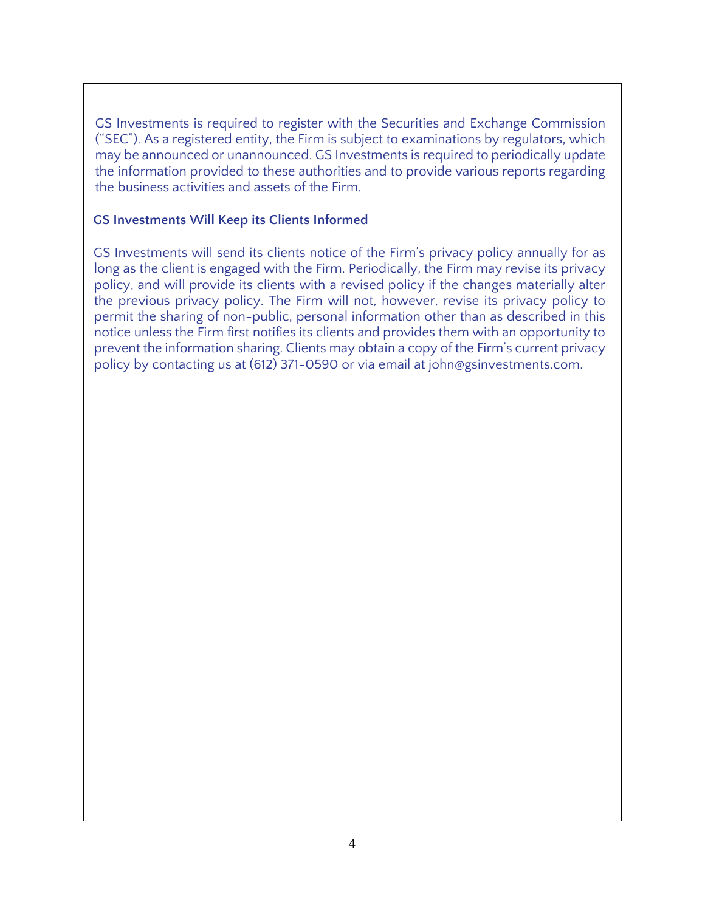GS Investments is required to register with the Securities and Exchange Commission ("SEC"). As a registered entity, the Firm is subject to examinations by regulators, which may be announced or unannounced. GS Investments is required to periodically update the information provided to these authorities and to provide various reports regarding the business activities and assets of the Firm.

## GS Investments Will Keep its Clients Informed

GS Investments will send its clients notice of the Firm's privacy policy annually for as long as the client is engaged with the Firm. Periodically, the Firm may revise its privacy policy, and will provide its clients with a revised policy if the changes materially alter the previous privacy policy. The Firm will not, however, revise its privacy policy to permit the sharing of non-public, personal information other than as described in this notice unless the Firm first notifies its clients and provides them with an opportunity to prevent the information sharing. Clients may obtain a copy of the Firm's current privacy policy by contacting us at (612) 371-0590 or via email at john@gsinvestments.com.